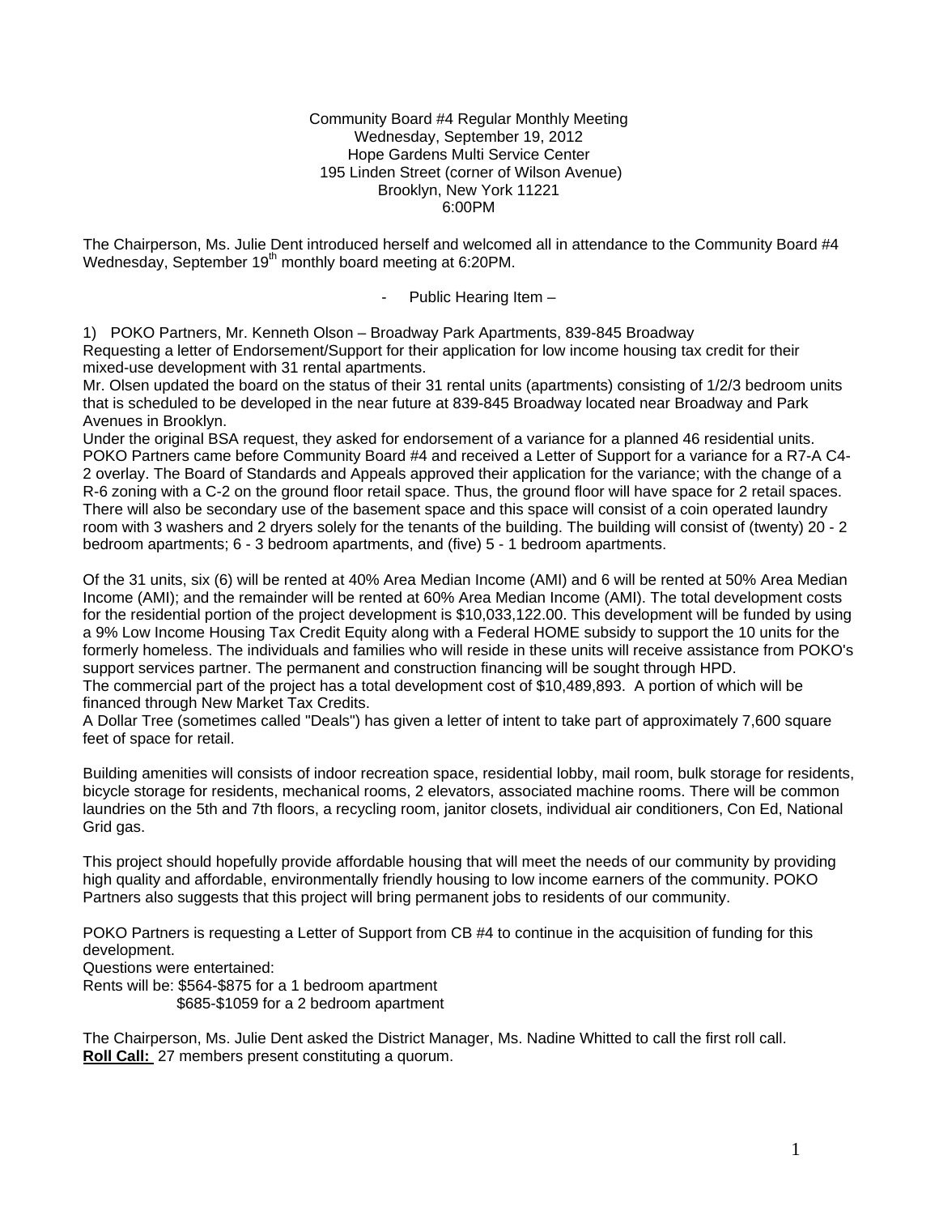Community Board #4 Regular Monthly Meeting
Wednesday, September 19, 2012
Hope Gardens Multi Service Center
195 Linden Street (corner of Wilson Avenue)
Brooklyn, New York 11221
6:00PM

The Chairperson, Ms. Julie Dent introduced herself and welcomed all in attendance to the Community Board #4 Wednesday, September 19th monthly board meeting at 6:20PM.

- Public Hearing Item –

1) POKO Partners, Mr. Kenneth Olson – Broadway Park Apartments, 839-845 Broadway
Requesting a letter of Endorsement/Support for their application for low income housing tax credit for their mixed-use development with 31 rental apartments.
Mr. Olsen updated the board on the status of their 31 rental units (apartments) consisting of 1/2/3 bedroom units that is scheduled to be developed in the near future at 839-845 Broadway located near Broadway and Park Avenues in Brooklyn.
Under the original BSA request, they asked for endorsement of a variance for a planned 46 residential units. POKO Partners came before Community Board #4 and received a Letter of Support for a variance for a R7-A C4-2 overlay. The Board of Standards and Appeals approved their application for the variance; with the change of a R-6 zoning with a C-2 on the ground floor retail space. Thus, the ground floor will have space for 2 retail spaces. There will also be secondary use of the basement space and this space will consist of a coin operated laundry room with 3 washers and 2 dryers solely for the tenants of the building. The building will consist of (twenty) 20 - 2 bedroom apartments; 6 - 3 bedroom apartments, and (five) 5 - 1 bedroom apartments.

Of the 31 units, six (6) will be rented at 40% Area Median Income (AMI) and 6 will be rented at 50% Area Median Income (AMI); and the remainder will be rented at 60% Area Median Income (AMI). The total development costs for the residential portion of the project development is $10,033,122.00. This development will be funded by using a 9% Low Income Housing Tax Credit Equity along with a Federal HOME subsidy to support the 10 units for the formerly homeless. The individuals and families who will reside in these units will receive assistance from POKO's support services partner. The permanent and construction financing will be sought through HPD.
The commercial part of the project has a total development cost of $10,489,893. A portion of which will be financed through New Market Tax Credits.
A Dollar Tree (sometimes called "Deals") has given a letter of intent to take part of approximately 7,600 square feet of space for retail.

Building amenities will consists of indoor recreation space, residential lobby, mail room, bulk storage for residents, bicycle storage for residents, mechanical rooms, 2 elevators, associated machine rooms. There will be common laundries on the 5th and 7th floors, a recycling room, janitor closets, individual air conditioners, Con Ed, National Grid gas.

This project should hopefully provide affordable housing that will meet the needs of our community by providing high quality and affordable, environmentally friendly housing to low income earners of the community. POKO Partners also suggests that this project will bring permanent jobs to residents of our community.

POKO Partners is requesting a Letter of Support from CB #4 to continue in the acquisition of funding for this development.
Questions were entertained:
Rents will be: $564-$875 for a 1 bedroom apartment
$685-$1059 for a 2 bedroom apartment

The Chairperson, Ms. Julie Dent asked the District Manager, Ms. Nadine Whitted to call the first roll call.
**Roll Call:** 27 members present constituting a quorum.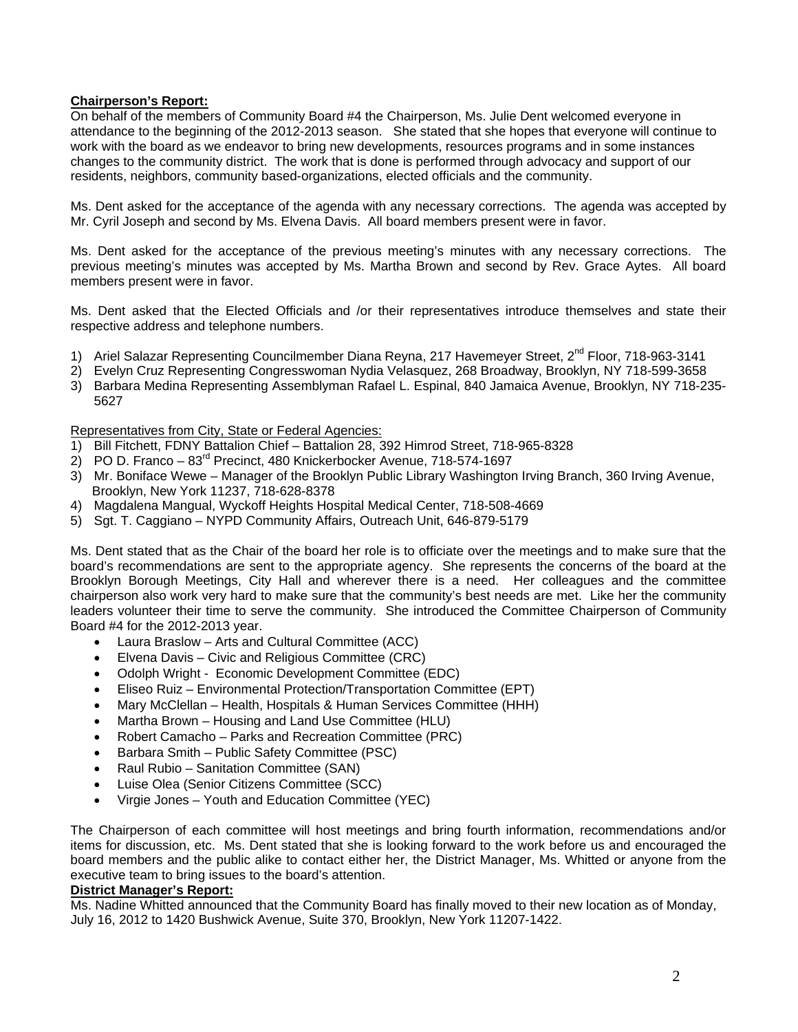**Chairperson's Report:**

On behalf of the members of Community Board #4 the Chairperson, Ms. Julie Dent welcomed everyone in attendance to the beginning of the 2012-2013 season. She stated that she hopes that everyone will continue to work with the board as we endeavor to bring new developments, resources programs and in some instances changes to the community district. The work that is done is performed through advocacy and support of our residents, neighbors, community based-organizations, elected officials and the community.

Ms. Dent asked for the acceptance of the agenda with any necessary corrections. The agenda was accepted by Mr. Cyril Joseph and second by Ms. Elvena Davis. All board members present were in favor.

Ms. Dent asked for the acceptance of the previous meeting's minutes with any necessary corrections. The previous meeting's minutes was accepted by Ms. Martha Brown and second by Rev. Grace Aytes. All board members present were in favor.

Ms. Dent asked that the Elected Officials and /or their representatives introduce themselves and state their respective address and telephone numbers.

1) Ariel Salazar Representing Councilmember Diana Reyna, 217 Havemeyer Street, 2nd Floor, 718-963-3141
2) Evelyn Cruz Representing Congresswoman Nydia Velasquez, 268 Broadway, Brooklyn, NY 718-599-3658
3) Barbara Medina Representing Assemblyman Rafael L. Espinal, 840 Jamaica Avenue, Brooklyn, NY 718-235-5627

Representatives from City, State or Federal Agencies:

1) Bill Fitchett, FDNY Battalion Chief – Battalion 28, 392 Himrod Street, 718-965-8328
2) PO D. Franco – 83rd Precinct, 480 Knickerbocker Avenue, 718-574-1697
3) Mr. Boniface Wewe – Manager of the Brooklyn Public Library Washington Irving Branch, 360 Irving Avenue, Brooklyn, New York 11237, 718-628-8378
4) Magdalena Mangual, Wyckoff Heights Hospital Medical Center, 718-508-4669
5) Sgt. T. Caggiano – NYPD Community Affairs, Outreach Unit, 646-879-5179

Ms. Dent stated that as the Chair of the board her role is to officiate over the meetings and to make sure that the board's recommendations are sent to the appropriate agency. She represents the concerns of the board at the Brooklyn Borough Meetings, City Hall and wherever there is a need. Her colleagues and the committee chairperson also work very hard to make sure that the community's best needs are met. Like her the community leaders volunteer their time to serve the community. She introduced the Committee Chairperson of Community Board #4 for the 2012-2013 year.

- Laura Braslow – Arts and Cultural Committee (ACC)
- Elvena Davis – Civic and Religious Committee (CRC)
- Odolph Wright - Economic Development Committee (EDC)
- Eliseo Ruiz – Environmental Protection/Transportation Committee (EPT)
- Mary McClellan – Health, Hospitals & Human Services Committee (HHH)
- Martha Brown – Housing and Land Use Committee (HLU)
- Robert Camacho – Parks and Recreation Committee (PRC)
- Barbara Smith – Public Safety Committee (PSC)
- Raul Rubio – Sanitation Committee (SAN)
- Luise Olea (Senior Citizens Committee (SCC)
- Virgie Jones – Youth and Education Committee (YEC)

The Chairperson of each committee will host meetings and bring fourth information, recommendations and/or items for discussion, etc. Ms. Dent stated that she is looking forward to the work before us and encouraged the board members and the public alike to contact either her, the District Manager, Ms. Whitted or anyone from the executive team to bring issues to the board's attention.

**District Manager's Report:**

Ms. Nadine Whitted announced that the Community Board has finally moved to their new location as of Monday, July 16, 2012 to 1420 Bushwick Avenue, Suite 370, Brooklyn, New York 11207-1422.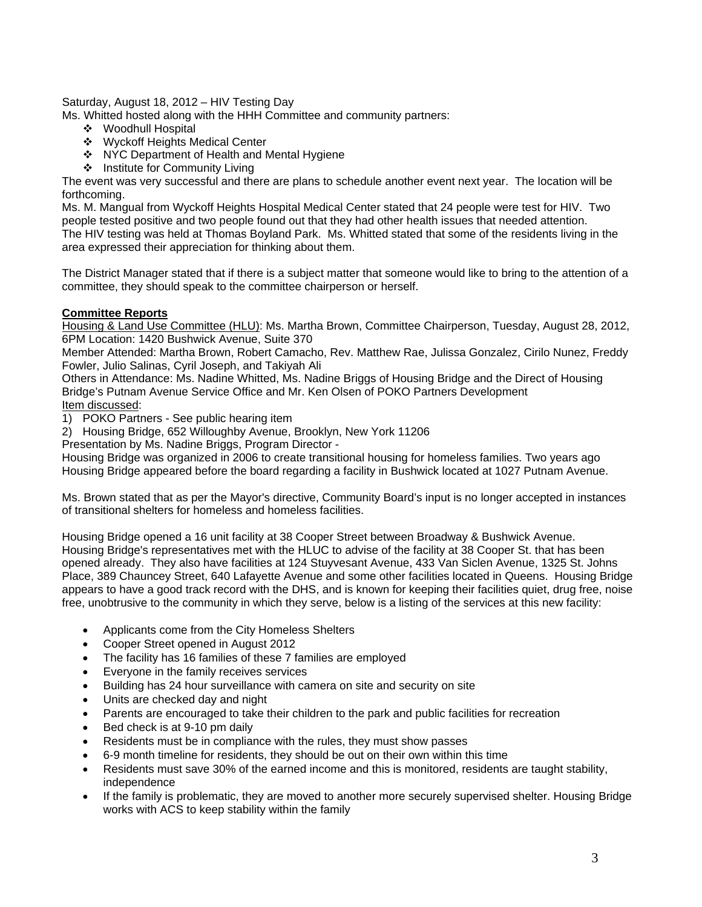Saturday, August 18, 2012 – HIV Testing Day

Ms. Whitted hosted along with the HHH Committee and community partners:

- Woodhull Hospital
- Wyckoff Heights Medical Center
- NYC Department of Health and Mental Hygiene
- Institute for Community Living

The event was very successful and there are plans to schedule another event next year. The location will be forthcoming.

Ms. M. Mangual from Wyckoff Heights Hospital Medical Center stated that 24 people were test for HIV. Two people tested positive and two people found out that they had other health issues that needed attention. The HIV testing was held at Thomas Boyland Park. Ms. Whitted stated that some of the residents living in the area expressed their appreciation for thinking about them.

The District Manager stated that if there is a subject matter that someone would like to bring to the attention of a committee, they should speak to the committee chairperson or herself.

**Committee Reports**

Housing & Land Use Committee (HLU): Ms. Martha Brown, Committee Chairperson, Tuesday, August 28, 2012, 6PM Location: 1420 Bushwick Avenue, Suite 370

Member Attended: Martha Brown, Robert Camacho, Rev. Matthew Rae, Julissa Gonzalez, Cirilo Nunez, Freddy Fowler, Julio Salinas, Cyril Joseph, and Takiyah Ali

Others in Attendance: Ms. Nadine Whitted, Ms. Nadine Briggs of Housing Bridge and the Direct of Housing Bridge's Putnam Avenue Service Office and Mr. Ken Olsen of POKO Partners Development

Item discussed:

1) POKO Partners - See public hearing item
2) Housing Bridge, 652 Willoughby Avenue, Brooklyn, New York 11206

Presentation by Ms. Nadine Briggs, Program Director -

Housing Bridge was organized in 2006 to create transitional housing for homeless families. Two years ago Housing Bridge appeared before the board regarding a facility in Bushwick located at 1027 Putnam Avenue.

Ms. Brown stated that as per the Mayor's directive, Community Board's input is no longer accepted in instances of transitional shelters for homeless and homeless facilities.

Housing Bridge opened a 16 unit facility at 38 Cooper Street between Broadway & Bushwick Avenue. Housing Bridge's representatives met with the HLUC to advise of the facility at 38 Cooper St. that has been opened already. They also have facilities at 124 Stuyvesant Avenue, 433 Van Siclen Avenue, 1325 St. Johns Place, 389 Chauncey Street, 640 Lafayette Avenue and some other facilities located in Queens. Housing Bridge appears to have a good track record with the DHS, and is known for keeping their facilities quiet, drug free, noise free, unobtrusive to the community in which they serve, below is a listing of the services at this new facility:

- Applicants come from the City Homeless Shelters
- Cooper Street opened in August 2012
- The facility has 16 families of these 7 families are employed
- Everyone in the family receives services
- Building has 24 hour surveillance with camera on site and security on site
- Units are checked day and night
- Parents are encouraged to take their children to the park and public facilities for recreation
- Bed check is at 9-10 pm daily
- Residents must be in compliance with the rules, they must show passes
- 6-9 month timeline for residents, they should be out on their own within this time
- Residents must save 30% of the earned income and this is monitored, residents are taught stability, independence
- If the family is problematic, they are moved to another more securely supervised shelter. Housing Bridge works with ACS to keep stability within the family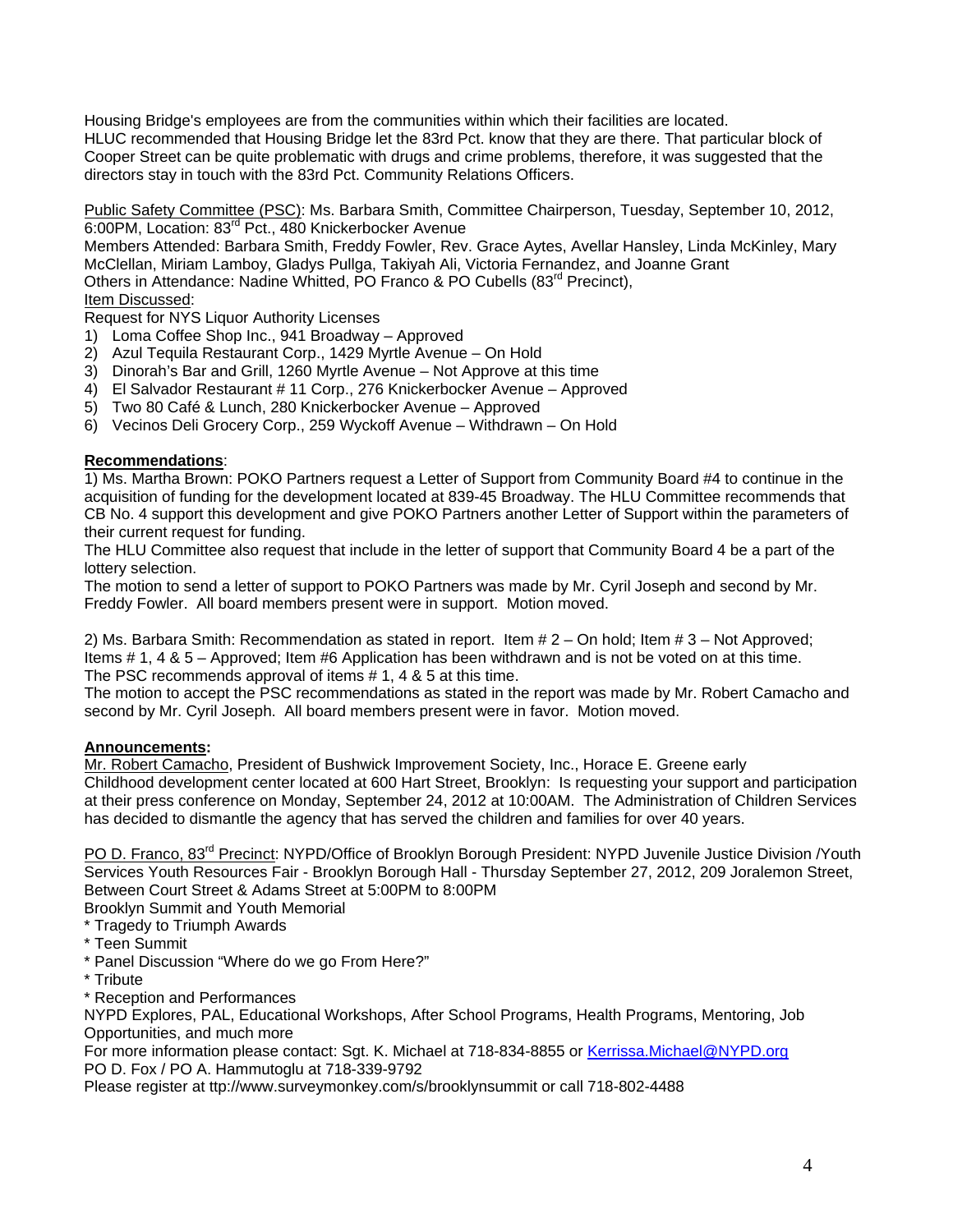Housing Bridge's employees are from the communities within which their facilities are located.
HLUC recommended that Housing Bridge let the 83rd Pct. know that they are there. That particular block of Cooper Street can be quite problematic with drugs and crime problems, therefore, it was suggested that the directors stay in touch with the 83rd Pct. Community Relations Officers.

Public Safety Committee (PSC): Ms. Barbara Smith, Committee Chairperson, Tuesday, September 10, 2012, 6:00PM, Location: 83rd Pct., 480 Knickerbocker Avenue
Members Attended: Barbara Smith, Freddy Fowler, Rev. Grace Aytes, Avellar Hansley, Linda McKinley, Mary McClellan, Miriam Lamboy, Gladys Pullga, Takiyah Ali, Victoria Fernandez, and Joanne Grant
Others in Attendance: Nadine Whitted, PO Franco & PO Cubells (83rd Precinct),
Item Discussed:
Request for NYS Liquor Authority Licenses

1) Loma Coffee Shop Inc., 941 Broadway – Approved
2) Azul Tequila Restaurant Corp., 1429 Myrtle Avenue – On Hold
3) Dinorah's Bar and Grill, 1260 Myrtle Avenue – Not Approve at this time
4) El Salvador Restaurant # 11 Corp., 276 Knickerbocker Avenue – Approved
5) Two 80 Café & Lunch, 280 Knickerbocker Avenue – Approved
6) Vecinos Deli Grocery Corp., 259 Wyckoff Avenue – Withdrawn – On Hold

**Recommendations**:

1) Ms. Martha Brown: POKO Partners request a Letter of Support from Community Board #4 to continue in the acquisition of funding for the development located at 839-45 Broadway. The HLU Committee recommends that CB No. 4 support this development and give POKO Partners another Letter of Support within the parameters of their current request for funding.
The HLU Committee also request that include in the letter of support that Community Board 4 be a part of the lottery selection.
The motion to send a letter of support to POKO Partners was made by Mr. Cyril Joseph and second by Mr. Freddy Fowler. All board members present were in support. Motion moved.

2) Ms. Barbara Smith: Recommendation as stated in report. Item # 2 – On hold; Item # 3 – Not Approved; Items # 1, 4 & 5 – Approved; Item #6 Application has been withdrawn and is not be voted on at this time.
The PSC recommends approval of items # 1, 4 & 5 at this time.
The motion to accept the PSC recommendations as stated in the report was made by Mr. Robert Camacho and second by Mr. Cyril Joseph. All board members present were in favor. Motion moved.

**Announcements:**

Mr. Robert Camacho, President of Bushwick Improvement Society, Inc., Horace E. Greene early Childhood development center located at 600 Hart Street, Brooklyn: Is requesting your support and participation at their press conference on Monday, September 24, 2012 at 10:00AM. The Administration of Children Services has decided to dismantle the agency that has served the children and families for over 40 years.

PO D. Franco, 83rd Precinct: NYPD/Office of Brooklyn Borough President: NYPD Juvenile Justice Division /Youth Services Youth Resources Fair - Brooklyn Borough Hall - Thursday September 27, 2012, 209 Joralemon Street, Between Court Street & Adams Street at 5:00PM to 8:00PM
Brooklyn Summit and Youth Memorial

* Tragedy to Triumph Awards
* Teen Summit
* Panel Discussion "Where do we go From Here?"
* Tribute
* Reception and Performances

NYPD Explores, PAL, Educational Workshops, After School Programs, Health Programs, Mentoring, Job Opportunities, and much more
For more information please contact: Sgt. K. Michael at 718-834-8855 or Kerrissa.Michael@NYPD.org
PO D. Fox / PO A. Hammutoglu at 718-339-9792
Please register at ttp://www.surveymonkey.com/s/brooklynsummit or call 718-802-4488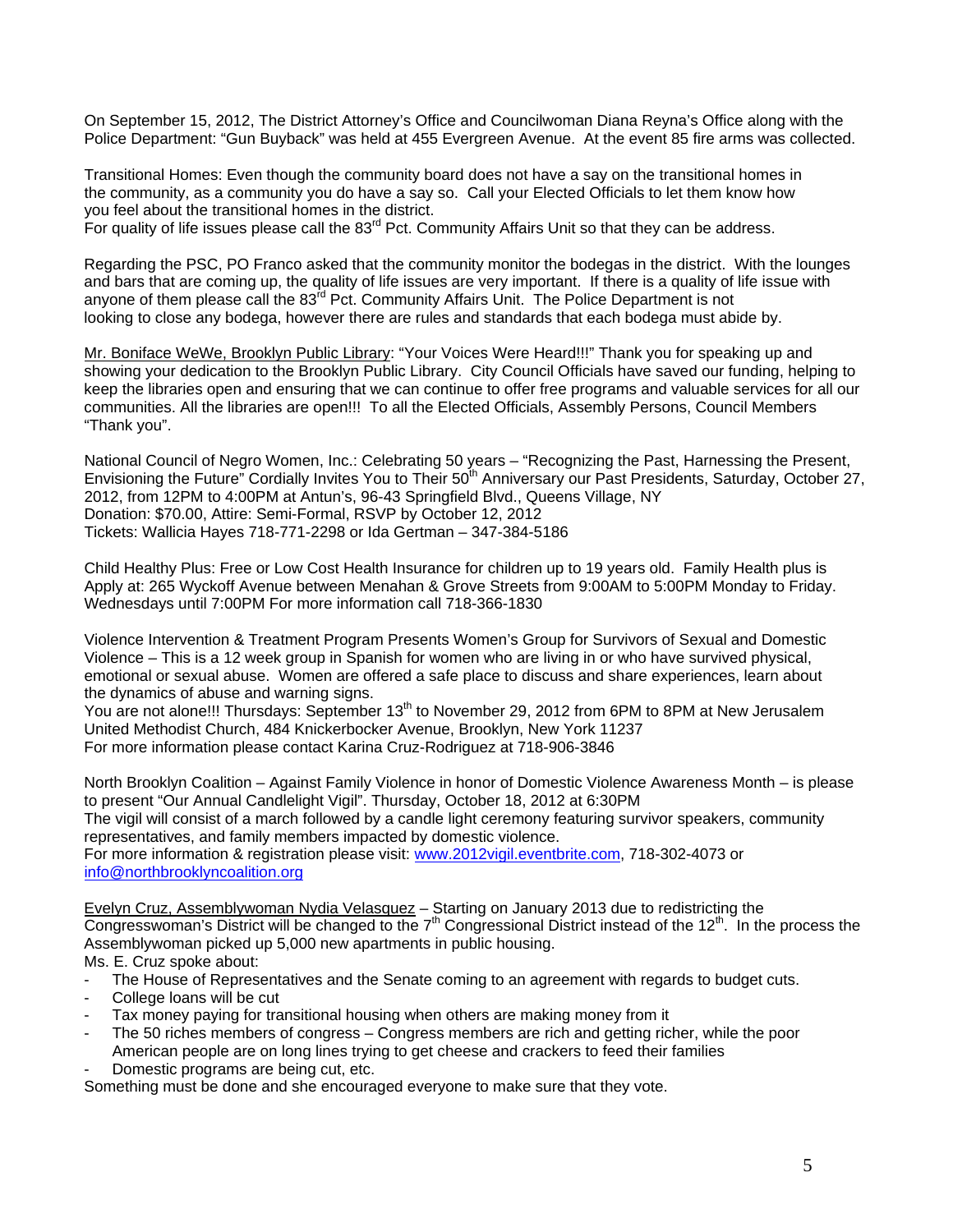On September 15, 2012, The District Attorney's Office and Councilwoman Diana Reyna's Office along with the Police Department: "Gun Buyback" was held at 455 Evergreen Avenue. At the event 85 fire arms was collected.

Transitional Homes: Even though the community board does not have a say on the transitional homes in the community, as a community you do have a say so. Call your Elected Officials to let them know how you feel about the transitional homes in the district.
For quality of life issues please call the 83rd Pct. Community Affairs Unit so that they can be address.

Regarding the PSC, PO Franco asked that the community monitor the bodegas in the district. With the lounges and bars that are coming up, the quality of life issues are very important. If there is a quality of life issue with anyone of them please call the 83rd Pct. Community Affairs Unit. The Police Department is not looking to close any bodega, however there are rules and standards that each bodega must abide by.

Mr. Boniface WeWe, Brooklyn Public Library: "Your Voices Were Heard!!!" Thank you for speaking up and showing your dedication to the Brooklyn Public Library. City Council Officials have saved our funding, helping to keep the libraries open and ensuring that we can continue to offer free programs and valuable services for all our communities. All the libraries are open!!! To all the Elected Officials, Assembly Persons, Council Members "Thank you".

National Council of Negro Women, Inc.: Celebrating 50 years – "Recognizing the Past, Harnessing the Present, Envisioning the Future" Cordially Invites You to Their 50th Anniversary our Past Presidents, Saturday, October 27, 2012, from 12PM to 4:00PM at Antun's, 96-43 Springfield Blvd., Queens Village, NY
Donation: $70.00, Attire: Semi-Formal, RSVP by October 12, 2012
Tickets: Wallicia Hayes 718-771-2298 or Ida Gertman – 347-384-5186

Child Healthy Plus: Free or Low Cost Health Insurance for children up to 19 years old. Family Health plus is Apply at: 265 Wyckoff Avenue between Menahan & Grove Streets from 9:00AM to 5:00PM Monday to Friday. Wednesdays until 7:00PM For more information call 718-366-1830

Violence Intervention & Treatment Program Presents Women's Group for Survivors of Sexual and Domestic Violence – This is a 12 week group in Spanish for women who are living in or who have survived physical, emotional or sexual abuse. Women are offered a safe place to discuss and share experiences, learn about the dynamics of abuse and warning signs.
You are not alone!!! Thursdays: September 13th to November 29, 2012 from 6PM to 8PM at New Jerusalem United Methodist Church, 484 Knickerbocker Avenue, Brooklyn, New York 11237
For more information please contact Karina Cruz-Rodriguez at 718-906-3846

North Brooklyn Coalition – Against Family Violence in honor of Domestic Violence Awareness Month – is please to present "Our Annual Candlelight Vigil". Thursday, October 18, 2012 at 6:30PM
The vigil will consist of a march followed by a candle light ceremony featuring survivor speakers, community representatives, and family members impacted by domestic violence.
For more information & registration please visit: www.2012vigil.eventbrite.com, 718-302-4073 or info@northbrooklyncoalition.org

Evelyn Cruz, Assemblywoman Nydia Velasquez – Starting on January 2013 due to redistricting the Congresswoman's District will be changed to the 7th Congressional District instead of the 12th. In the process the Assemblywoman picked up 5,000 new apartments in public housing.
Ms. E. Cruz spoke about:

- The House of Representatives and the Senate coming to an agreement with regards to budget cuts.
- College loans will be cut
- Tax money paying for transitional housing when others are making money from it
- The 50 riches members of congress – Congress members are rich and getting richer, while the poor American people are on long lines trying to get cheese and crackers to feed their families
- Domestic programs are being cut, etc.

Something must be done and she encouraged everyone to make sure that they vote.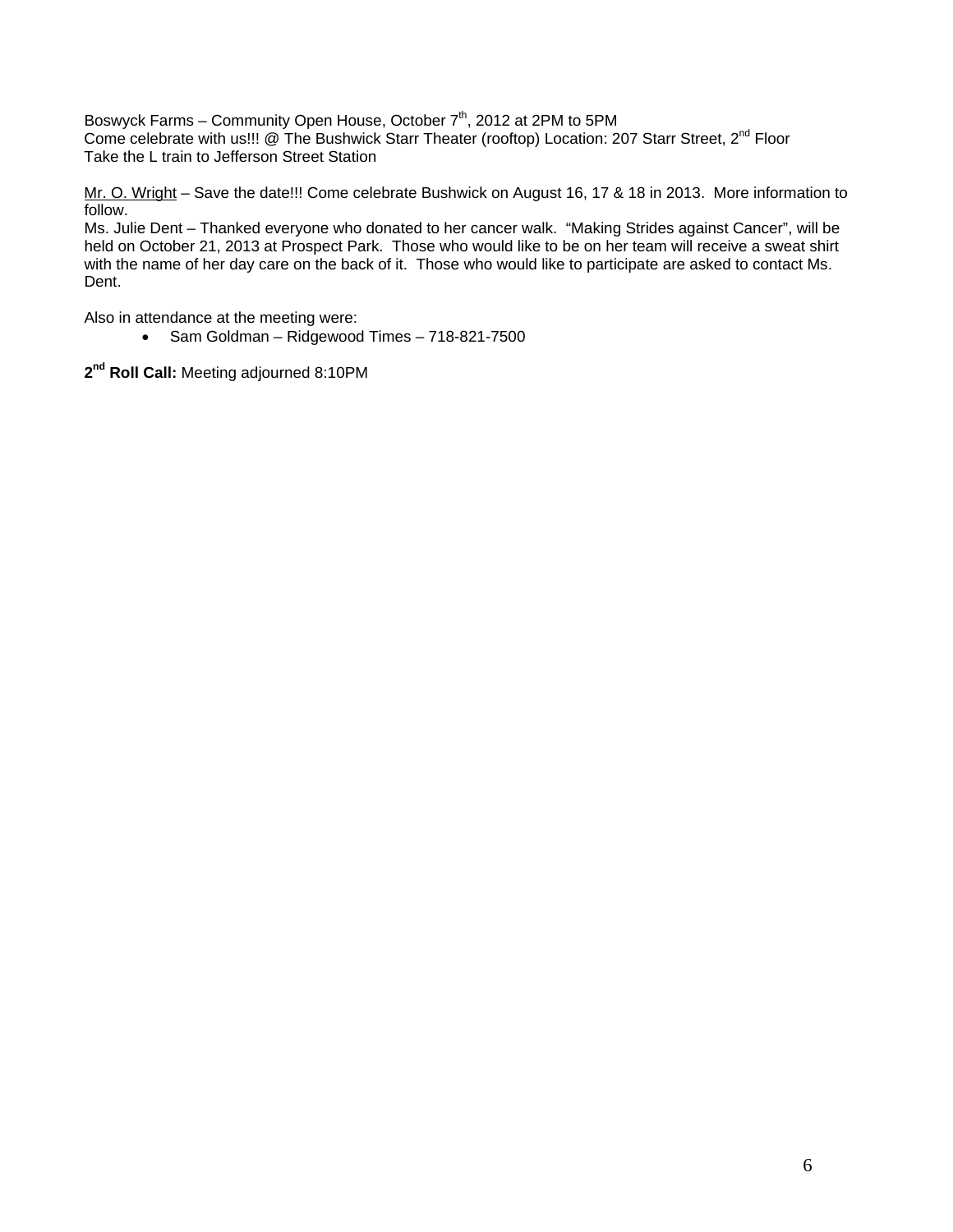Boswyck Farms – Community Open House, October 7th, 2012 at 2PM to 5PM
Come celebrate with us!!! @ The Bushwick Starr Theater (rooftop) Location: 207 Starr Street, 2nd Floor
Take the L train to Jefferson Street Station

<u>Mr. O. Wright</u> – Save the date!!! Come celebrate Bushwick on August 16, 17 & 18 in 2013. More information to follow.
Ms. Julie Dent – Thanked everyone who donated to her cancer walk. "Making Strides against Cancer", will be held on October 21, 2013 at Prospect Park. Those who would like to be on her team will receive a sweat shirt with the name of her day care on the back of it. Those who would like to participate are asked to contact Ms. Dent.

Also in attendance at the meeting were:

- Sam Goldman – Ridgewood Times – 718-821-7500

**2nd Roll Call:** Meeting adjourned 8:10PM